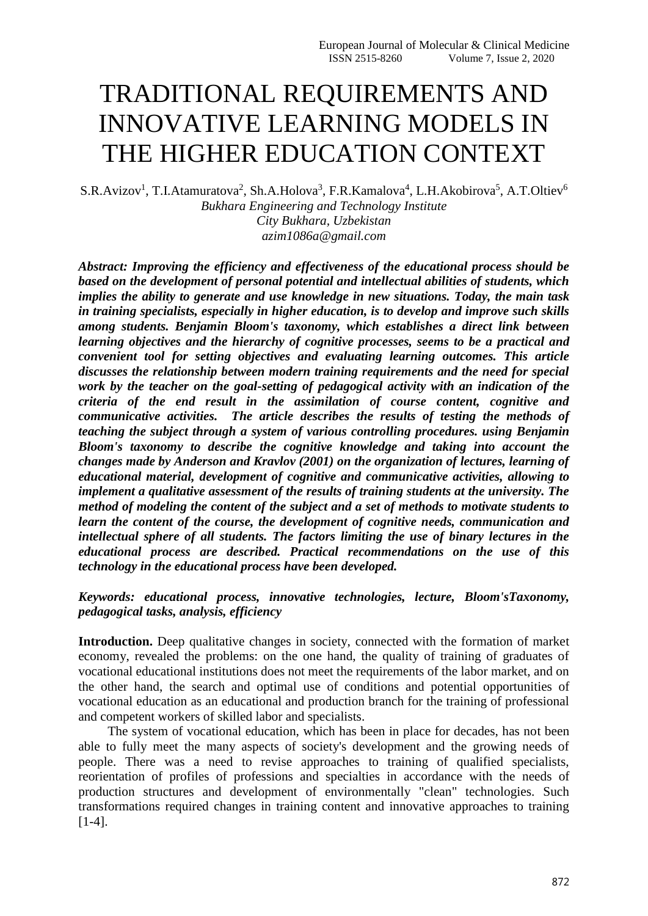# TRADITIONAL REQUIREMENTS AND INNOVATIVE LEARNING MODELS IN THE HIGHER EDUCATION CONTEXT

S.R.Avizov[1], T.I.Atamuratova[2], Sh.A.Holova[3], F.R.Kamalova[4], L.H.Akobirova[5], A.T.Oltiev[6]

*Bukhara Engineering and Technology Institute*
*City Bukhara, Uzbekistan*
*azim1086a@gmail.com*

***Abstract: Improving the efficiency and effectiveness of the educational process should be based on the development of personal potential and intellectual abilities of students, which implies the ability to generate and use knowledge in new situations. Today, the main task in training specialists, especially in higher education, is to develop and improve such skills among students. Benjamin Bloom's taxonomy, which establishes a direct link between learning objectives and the hierarchy of cognitive processes, seems to be a practical and convenient tool for setting objectives and evaluating learning outcomes. This article discusses the relationship between modern training requirements and the need for special work by the teacher on the goal-setting of pedagogical activity with an indication of the criteria of the end result in the assimilation of course content, cognitive and communicative activities. The article describes the results of testing the methods of teaching the subject through a system of various controlling procedures. using Benjamin Bloom's taxonomy to describe the cognitive knowledge and taking into account the changes made by Anderson and Kravlov (2001) on the organization of lectures, learning of educational material, development of cognitive and communicative activities, allowing to implement a qualitative assessment of the results of training students at the university. The method of modeling the content of the subject and a set of methods to motivate students to learn the content of the course, the development of cognitive needs, communication and intellectual sphere of all students. The factors limiting the use of binary lectures in the educational process are described. Practical recommendations on the use of this technology in the educational process have been developed.***

***Keywords: educational process, innovative technologies, lecture, Bloom'sTaxonomy, pedagogical tasks, analysis, efficiency***

**Introduction.** Deep qualitative changes in society, connected with the formation of market economy, revealed the problems: on the one hand, the quality of training of graduates of vocational educational institutions does not meet the requirements of the labor market, and on the other hand, the search and optimal use of conditions and potential opportunities of vocational education as an educational and production branch for the training of professional and competent workers of skilled labor and specialists.

The system of vocational education, which has been in place for decades, has not been able to fully meet the many aspects of society's development and the growing needs of people. There was a need to revise approaches to training of qualified specialists, reorientation of profiles of professions and specialties in accordance with the needs of production structures and development of environmentally "clean" technologies. Such transformations required changes in training content and innovative approaches to training [1-4].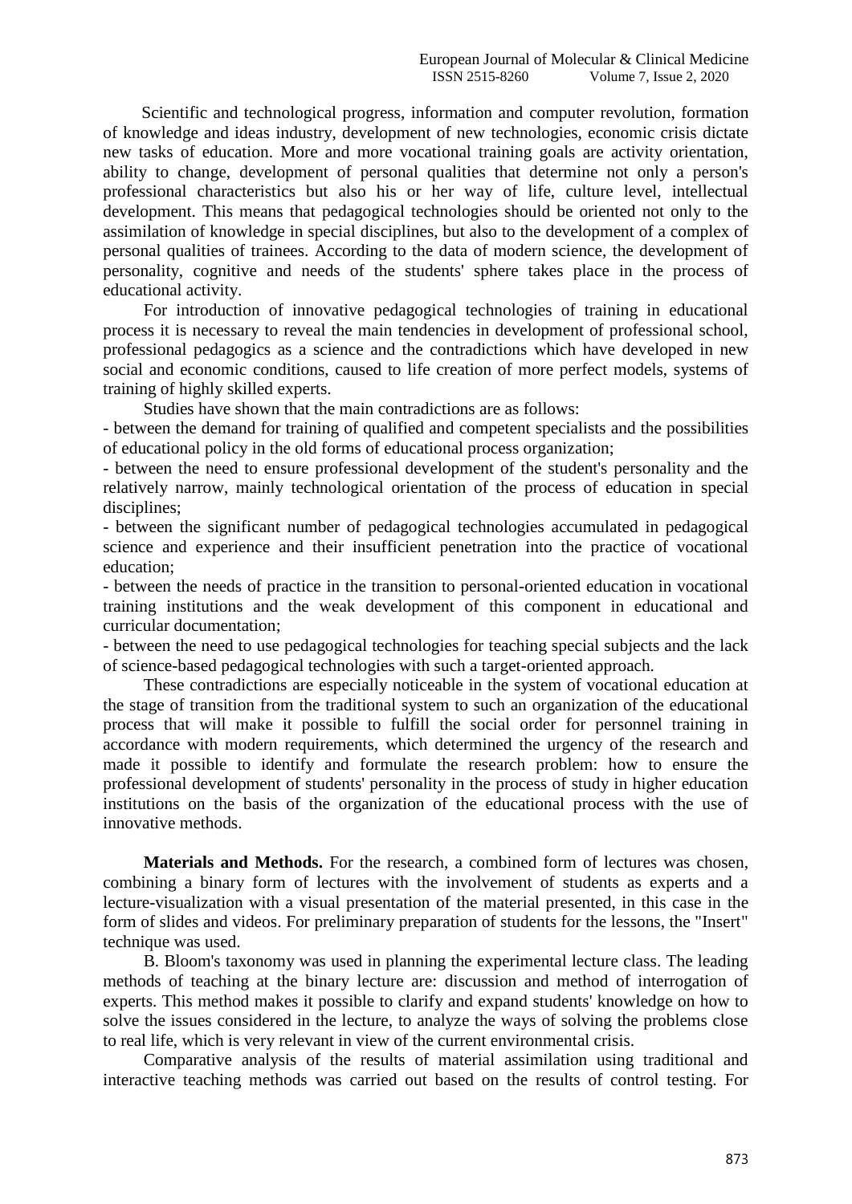Scientific and technological progress, information and computer revolution, formation of knowledge and ideas industry, development of new technologies, economic crisis dictate new tasks of education. More and more vocational training goals are activity orientation, ability to change, development of personal qualities that determine not only a person's professional characteristics but also his or her way of life, culture level, intellectual development. This means that pedagogical technologies should be oriented not only to the assimilation of knowledge in special disciplines, but also to the development of a complex of personal qualities of trainees. According to the data of modern science, the development of personality, cognitive and needs of the students' sphere takes place in the process of educational activity.

For introduction of innovative pedagogical technologies of training in educational process it is necessary to reveal the main tendencies in development of professional school, professional pedagogics as a science and the contradictions which have developed in new social and economic conditions, caused to life creation of more perfect models, systems of training of highly skilled experts.

Studies have shown that the main contradictions are as follows:

- between the demand for training of qualified and competent specialists and the possibilities of educational policy in the old forms of educational process organization;
- between the need to ensure professional development of the student's personality and the relatively narrow, mainly technological orientation of the process of education in special disciplines;
- between the significant number of pedagogical technologies accumulated in pedagogical science and experience and their insufficient penetration into the practice of vocational education;
- between the needs of practice in the transition to personal-oriented education in vocational training institutions and the weak development of this component in educational and curricular documentation;
- between the need to use pedagogical technologies for teaching special subjects and the lack of science-based pedagogical technologies with such a target-oriented approach.

These contradictions are especially noticeable in the system of vocational education at the stage of transition from the traditional system to such an organization of the educational process that will make it possible to fulfill the social order for personnel training in accordance with modern requirements, which determined the urgency of the research and made it possible to identify and formulate the research problem: how to ensure the professional development of students' personality in the process of study in higher education institutions on the basis of the organization of the educational process with the use of innovative methods.

**Materials and Methods.** For the research, a combined form of lectures was chosen, combining a binary form of lectures with the involvement of students as experts and a lecture-visualization with a visual presentation of the material presented, in this case in the form of slides and videos. For preliminary preparation of students for the lessons, the "Insert" technique was used.

B. Bloom's taxonomy was used in planning the experimental lecture class. The leading methods of teaching at the binary lecture are: discussion and method of interrogation of experts. This method makes it possible to clarify and expand students' knowledge on how to solve the issues considered in the lecture, to analyze the ways of solving the problems close to real life, which is very relevant in view of the current environmental crisis.

Comparative analysis of the results of material assimilation using traditional and interactive teaching methods was carried out based on the results of control testing. For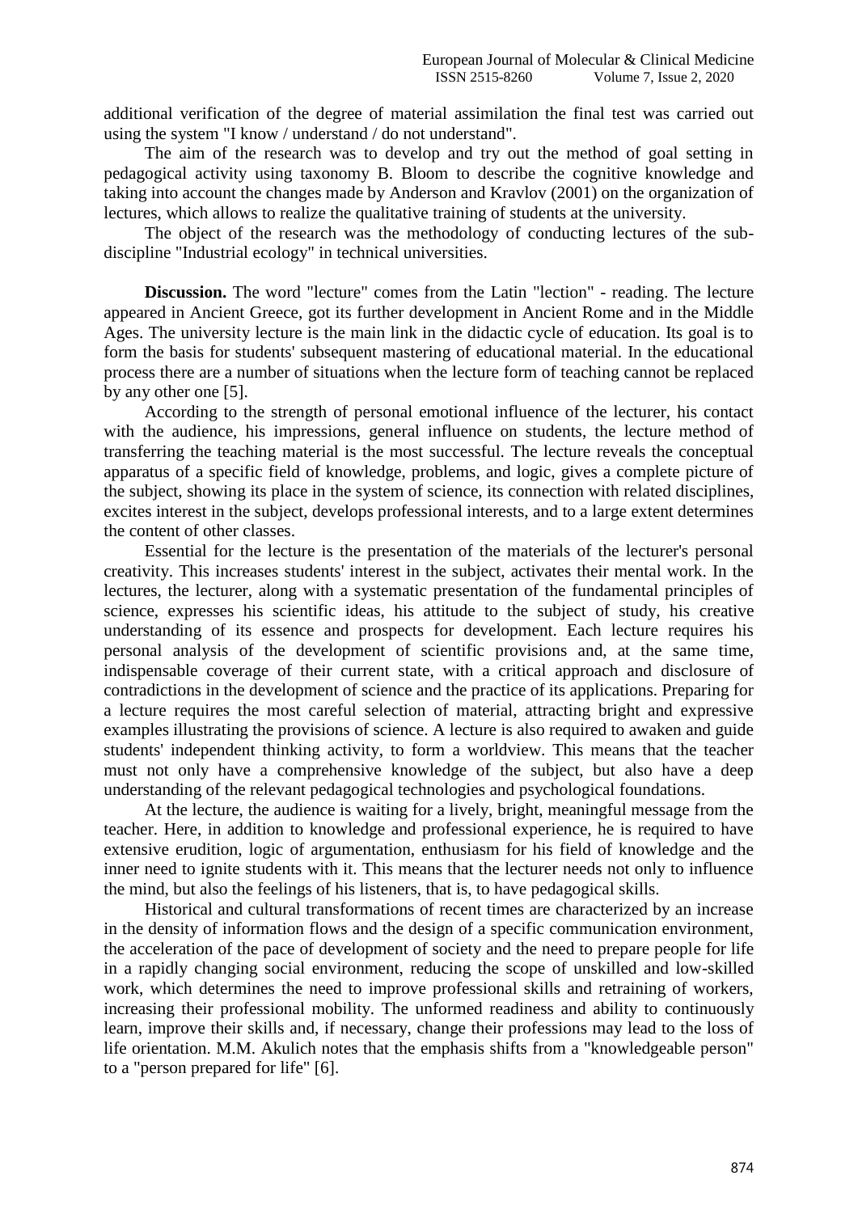additional verification of the degree of material assimilation the final test was carried out using the system "I know / understand / do not understand".

The aim of the research was to develop and try out the method of goal setting in pedagogical activity using taxonomy B. Bloom to describe the cognitive knowledge and taking into account the changes made by Anderson and Kravlov (2001) on the organization of lectures, which allows to realize the qualitative training of students at the university.

The object of the research was the methodology of conducting lectures of the sub-discipline "Industrial ecology" in technical universities.

**Discussion.** The word "lecture" comes from the Latin "lection" - reading. The lecture appeared in Ancient Greece, got its further development in Ancient Rome and in the Middle Ages. The university lecture is the main link in the didactic cycle of education. Its goal is to form the basis for students' subsequent mastering of educational material. In the educational process there are a number of situations when the lecture form of teaching cannot be replaced by any other one [5].

According to the strength of personal emotional influence of the lecturer, his contact with the audience, his impressions, general influence on students, the lecture method of transferring the teaching material is the most successful. The lecture reveals the conceptual apparatus of a specific field of knowledge, problems, and logic, gives a complete picture of the subject, showing its place in the system of science, its connection with related disciplines, excites interest in the subject, develops professional interests, and to a large extent determines the content of other classes.

Essential for the lecture is the presentation of the materials of the lecturer's personal creativity. This increases students' interest in the subject, activates their mental work. In the lectures, the lecturer, along with a systematic presentation of the fundamental principles of science, expresses his scientific ideas, his attitude to the subject of study, his creative understanding of its essence and prospects for development. Each lecture requires his personal analysis of the development of scientific provisions and, at the same time, indispensable coverage of their current state, with a critical approach and disclosure of contradictions in the development of science and the practice of its applications. Preparing for a lecture requires the most careful selection of material, attracting bright and expressive examples illustrating the provisions of science. A lecture is also required to awaken and guide students' independent thinking activity, to form a worldview. This means that the teacher must not only have a comprehensive knowledge of the subject, but also have a deep understanding of the relevant pedagogical technologies and psychological foundations.

At the lecture, the audience is waiting for a lively, bright, meaningful message from the teacher. Here, in addition to knowledge and professional experience, he is required to have extensive erudition, logic of argumentation, enthusiasm for his field of knowledge and the inner need to ignite students with it. This means that the lecturer needs not only to influence the mind, but also the feelings of his listeners, that is, to have pedagogical skills.

Historical and cultural transformations of recent times are characterized by an increase in the density of information flows and the design of a specific communication environment, the acceleration of the pace of development of society and the need to prepare people for life in a rapidly changing social environment, reducing the scope of unskilled and low-skilled work, which determines the need to improve professional skills and retraining of workers, increasing their professional mobility. The unformed readiness and ability to continuously learn, improve their skills and, if necessary, change their professions may lead to the loss of life orientation. M.M. Akulich notes that the emphasis shifts from a "knowledgeable person" to a "person prepared for life" [6].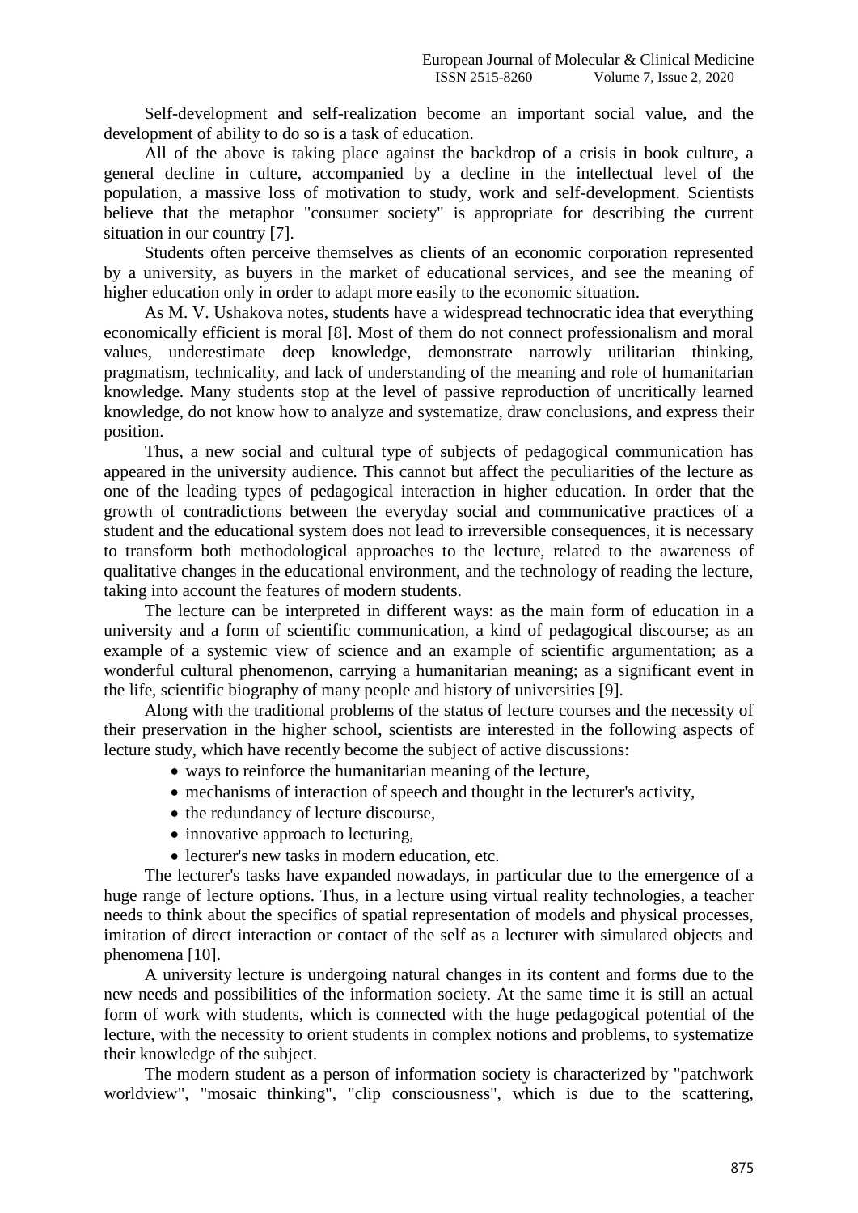Self-development and self-realization become an important social value, and the development of ability to do so is a task of education.

All of the above is taking place against the backdrop of a crisis in book culture, a general decline in culture, accompanied by a decline in the intellectual level of the population, a massive loss of motivation to study, work and self-development. Scientists believe that the metaphor "consumer society" is appropriate for describing the current situation in our country [7].

Students often perceive themselves as clients of an economic corporation represented by a university, as buyers in the market of educational services, and see the meaning of higher education only in order to adapt more easily to the economic situation.

As M. V. Ushakova notes, students have a widespread technocratic idea that everything economically efficient is moral [8]. Most of them do not connect professionalism and moral values, underestimate deep knowledge, demonstrate narrowly utilitarian thinking, pragmatism, technicality, and lack of understanding of the meaning and role of humanitarian knowledge. Many students stop at the level of passive reproduction of uncritically learned knowledge, do not know how to analyze and systematize, draw conclusions, and express their position.

Thus, a new social and cultural type of subjects of pedagogical communication has appeared in the university audience. This cannot but affect the peculiarities of the lecture as one of the leading types of pedagogical interaction in higher education. In order that the growth of contradictions between the everyday social and communicative practices of a student and the educational system does not lead to irreversible consequences, it is necessary to transform both methodological approaches to the lecture, related to the awareness of qualitative changes in the educational environment, and the technology of reading the lecture, taking into account the features of modern students.

The lecture can be interpreted in different ways: as the main form of education in a university and a form of scientific communication, a kind of pedagogical discourse; as an example of a systemic view of science and an example of scientific argumentation; as a wonderful cultural phenomenon, carrying a humanitarian meaning; as a significant event in the life, scientific biography of many people and history of universities [9].

Along with the traditional problems of the status of lecture courses and the necessity of their preservation in the higher school, scientists are interested in the following aspects of lecture study, which have recently become the subject of active discussions:

- ways to reinforce the humanitarian meaning of the lecture,
- mechanisms of interaction of speech and thought in the lecturer's activity,
- the redundancy of lecture discourse,
- innovative approach to lecturing,
- lecturer's new tasks in modern education, etc.

The lecturer's tasks have expanded nowadays, in particular due to the emergence of a huge range of lecture options. Thus, in a lecture using virtual reality technologies, a teacher needs to think about the specifics of spatial representation of models and physical processes, imitation of direct interaction or contact of the self as a lecturer with simulated objects and phenomena [10].

A university lecture is undergoing natural changes in its content and forms due to the new needs and possibilities of the information society. At the same time it is still an actual form of work with students, which is connected with the huge pedagogical potential of the lecture, with the necessity to orient students in complex notions and problems, to systematize their knowledge of the subject.

The modern student as a person of information society is characterized by "patchwork worldview", "mosaic thinking", "clip consciousness", which is due to the scattering,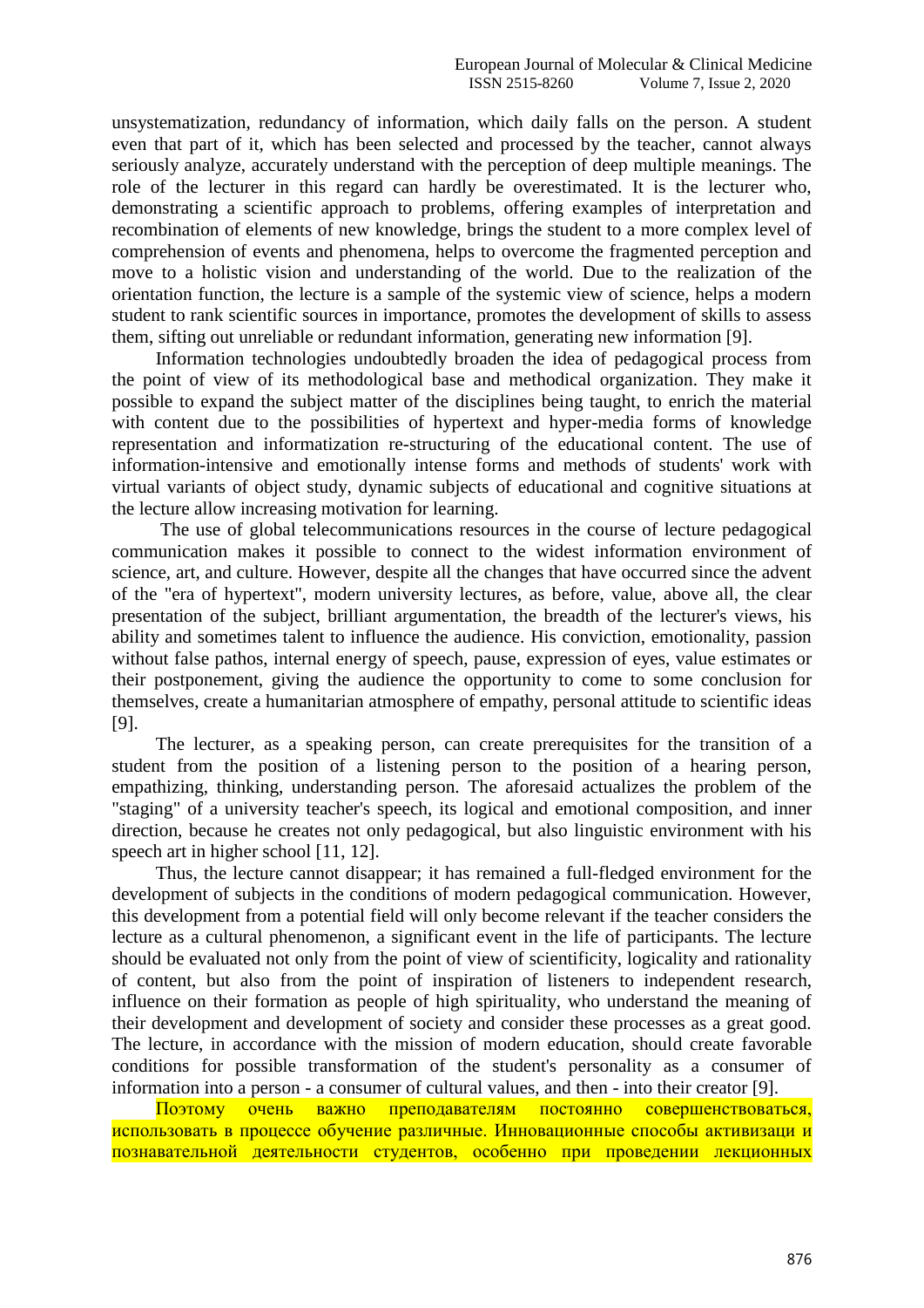unsystematization, redundancy of information, which daily falls on the person. A student even that part of it, which has been selected and processed by the teacher, cannot always seriously analyze, accurately understand with the perception of deep multiple meanings. The role of the lecturer in this regard can hardly be overestimated. It is the lecturer who, demonstrating a scientific approach to problems, offering examples of interpretation and recombination of elements of new knowledge, brings the student to a more complex level of comprehension of events and phenomena, helps to overcome the fragmented perception and move to a holistic vision and understanding of the world. Due to the realization of the orientation function, the lecture is a sample of the systemic view of science, helps a modern student to rank scientific sources in importance, promotes the development of skills to assess them, sifting out unreliable or redundant information, generating new information [9].

Information technologies undoubtedly broaden the idea of pedagogical process from the point of view of its methodological base and methodical organization. They make it possible to expand the subject matter of the disciplines being taught, to enrich the material with content due to the possibilities of hypertext and hyper-media forms of knowledge representation and informatization re-structuring of the educational content. The use of information-intensive and emotionally intense forms and methods of students' work with virtual variants of object study, dynamic subjects of educational and cognitive situations at the lecture allow increasing motivation for learning.

The use of global telecommunications resources in the course of lecture pedagogical communication makes it possible to connect to the widest information environment of science, art, and culture. However, despite all the changes that have occurred since the advent of the "era of hypertext", modern university lectures, as before, value, above all, the clear presentation of the subject, brilliant argumentation, the breadth of the lecturer's views, his ability and sometimes talent to influence the audience. His conviction, emotionality, passion without false pathos, internal energy of speech, pause, expression of eyes, value estimates or their postponement, giving the audience the opportunity to come to some conclusion for themselves, create a humanitarian atmosphere of empathy, personal attitude to scientific ideas [9].

The lecturer, as a speaking person, can create prerequisites for the transition of a student from the position of a listening person to the position of a hearing person, empathizing, thinking, understanding person. The aforesaid actualizes the problem of the "staging" of a university teacher's speech, its logical and emotional composition, and inner direction, because he creates not only pedagogical, but also linguistic environment with his speech art in higher school [11, 12].

Thus, the lecture cannot disappear; it has remained a full-fledged environment for the development of subjects in the conditions of modern pedagogical communication. However, this development from a potential field will only become relevant if the teacher considers the lecture as a cultural phenomenon, a significant event in the life of participants. The lecture should be evaluated not only from the point of view of scientificity, logicality and rationality of content, but also from the point of inspiration of listeners to independent research, influence on their formation as people of high spirituality, who understand the meaning of their development and development of society and consider these processes as a great good. The lecture, in accordance with the mission of modern education, should create favorable conditions for possible transformation of the student's personality as a consumer of information into a person - a consumer of cultural values, and then - into their creator [9].

Поэтому очень важно преподавателям постоянно совершенствоваться, использовать в процессе обучение различные. Инновационные способы активизаци и познавательной деятельности студентов, особенно при проведении лекционных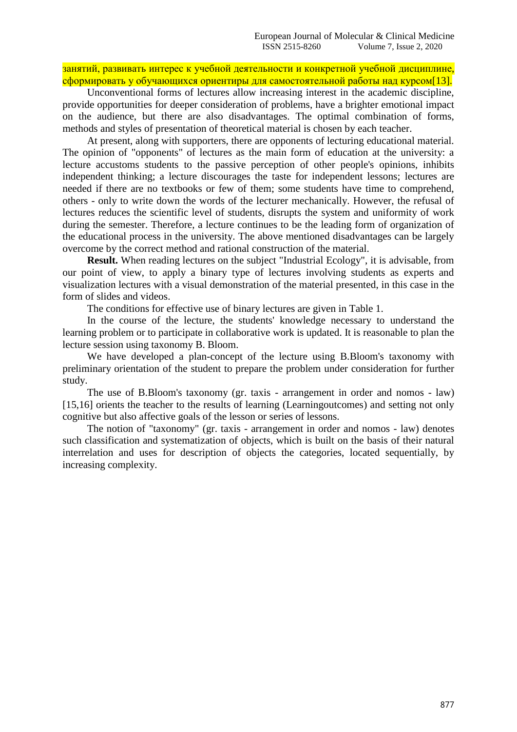занятий, развивать интерес к учебной деятельности и конкретной учебной дисциплине, сформировать у обучающихся ориентиры для самостоятельной работы над курсом[13].

Unconventional forms of lectures allow increasing interest in the academic discipline, provide opportunities for deeper consideration of problems, have a brighter emotional impact on the audience, but there are also disadvantages. The optimal combination of forms, methods and styles of presentation of theoretical material is chosen by each teacher.

At present, along with supporters, there are opponents of lecturing educational material. The opinion of "opponents" of lectures as the main form of education at the university: a lecture accustoms students to the passive perception of other people's opinions, inhibits independent thinking; a lecture discourages the taste for independent lessons; lectures are needed if there are no textbooks or few of them; some students have time to comprehend, others - only to write down the words of the lecturer mechanically. However, the refusal of lectures reduces the scientific level of students, disrupts the system and uniformity of work during the semester. Therefore, a lecture continues to be the leading form of organization of the educational process in the university. The above mentioned disadvantages can be largely overcome by the correct method and rational construction of the material.

**Result.** When reading lectures on the subject "Industrial Ecology", it is advisable, from our point of view, to apply a binary type of lectures involving students as experts and visualization lectures with a visual demonstration of the material presented, in this case in the form of slides and videos.

The conditions for effective use of binary lectures are given in Table 1.

In the course of the lecture, the students' knowledge necessary to understand the learning problem or to participate in collaborative work is updated. It is reasonable to plan the lecture session using taxonomy B. Bloom.

We have developed a plan-concept of the lecture using B.Bloom's taxonomy with preliminary orientation of the student to prepare the problem under consideration for further study.

The use of B.Bloom's taxonomy (gr. taxis - arrangement in order and nomos - law) [15,16] orients the teacher to the results of learning (Learningoutcomes) and setting not only cognitive but also affective goals of the lesson or series of lessons.

The notion of "taxonomy" (gr. taxis - arrangement in order and nomos - law) denotes such classification and systematization of objects, which is built on the basis of their natural interrelation and uses for description of objects the categories, located sequentially, by increasing complexity.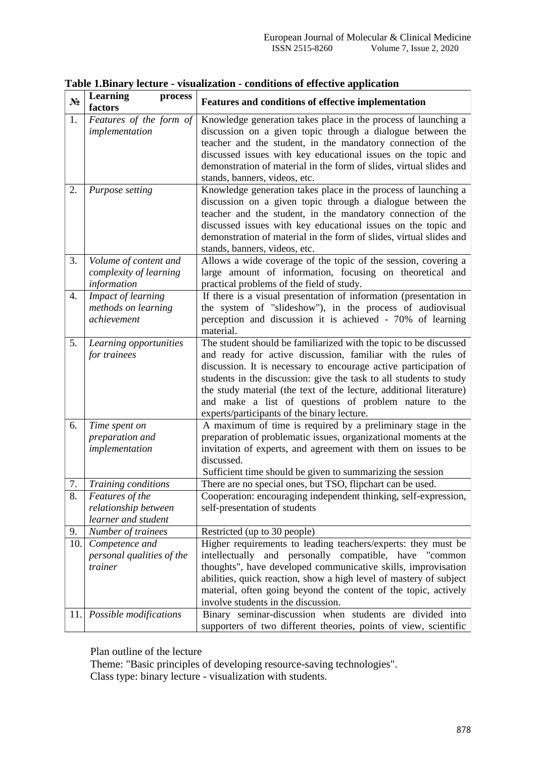**Table 1.Binary lecture - visualization - conditions of effective application**

| № | Learning process factors | Features and conditions of effective implementation |
|---|---|---|
| 1. | *Features of the form of implementation* | Knowledge generation takes place in the process of launching a discussion on a given topic through a dialogue between the teacher and the student, in the mandatory connection of the discussed issues with key educational issues on the topic and demonstration of material in the form of slides, virtual slides and stands, banners, videos, etc. |
| 2. | *Purpose setting* | Knowledge generation takes place in the process of launching a discussion on a given topic through a dialogue between the teacher and the student, in the mandatory connection of the discussed issues with key educational issues on the topic and demonstration of material in the form of slides, virtual slides and stands, banners, videos, etc. |
| 3. | *Volume of content and complexity of learning information* | Allows a wide coverage of the topic of the session, covering a large amount of information, focusing on theoretical and practical problems of the field of study. |
| 4. | *Impact of learning methods on learning achievement* | If there is a visual presentation of information (presentation in the system of "slideshow"), in the process of audiovisual perception and discussion it is achieved - 70% of learning material. |
| 5. | *Learning opportunities for trainees* | The student should be familiarized with the topic to be discussed and ready for active discussion, familiar with the rules of discussion. It is necessary to encourage active participation of students in the discussion: give the task to all students to study the study material (the text of the lecture, additional literature) and make a list of questions of problem nature to the experts/participants of the binary lecture. |
| 6. | *Time spent on preparation and implementation* | A maximum of time is required by a preliminary stage in the preparation of problematic issues, organizational moments at the invitation of experts, and agreement with them on issues to be discussed.<br>Sufficient time should be given to summarizing the session |
| 7. | *Training conditions* | There are no special ones, but TSO, flipchart can be used. |
| 8. | *Features of the relationship between learner and student* | Cooperation: encouraging independent thinking, self-expression, self-presentation of students |
| 9. | *Number of trainees* | Restricted (up to 30 people) |
| 10. | *Competence and personal qualities of the trainer* | Higher requirements to leading teachers/experts: they must be intellectually and personally compatible, have "common thoughts", have developed communicative skills, improvisation abilities, quick reaction, show a high level of mastery of subject material, often going beyond the content of the topic, actively involve students in the discussion. |
| 11. | *Possible modifications* | Binary seminar-discussion when students are divided into supporters of two different theories, points of view, scientific |

Plan outline of the lecture

Theme: "Basic principles of developing resource-saving technologies".

Class type: binary lecture - visualization with students.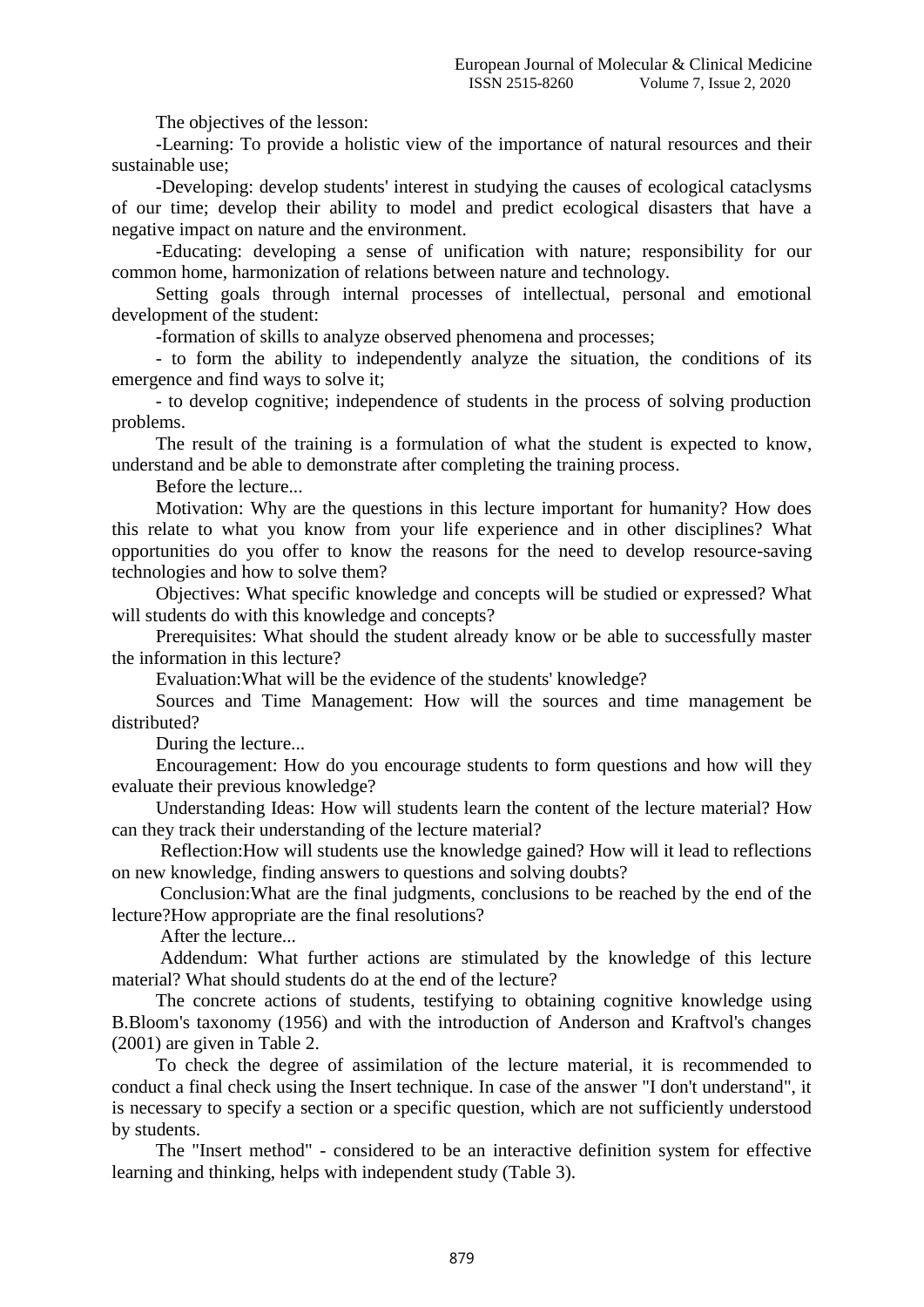The objectives of the lesson:

-Learning: To provide a holistic view of the importance of natural resources and their sustainable use;

-Developing: develop students' interest in studying the causes of ecological cataclysms of our time; develop their ability to model and predict ecological disasters that have a negative impact on nature and the environment.

-Educating: developing a sense of unification with nature; responsibility for our common home, harmonization of relations between nature and technology.

Setting goals through internal processes of intellectual, personal and emotional development of the student:

-formation of skills to analyze observed phenomena and processes;

- to form the ability to independently analyze the situation, the conditions of its emergence and find ways to solve it;

- to develop cognitive; independence of students in the process of solving production problems.

The result of the training is a formulation of what the student is expected to know, understand and be able to demonstrate after completing the training process.

Before the lecture...

Motivation: Why are the questions in this lecture important for humanity? How does this relate to what you know from your life experience and in other disciplines? What opportunities do you offer to know the reasons for the need to develop resource-saving technologies and how to solve them?

Objectives: What specific knowledge and concepts will be studied or expressed? What will students do with this knowledge and concepts?

Prerequisites: What should the student already know or be able to successfully master the information in this lecture?

Evaluation:What will be the evidence of the students' knowledge?

Sources and Time Management: How will the sources and time management be distributed?

During the lecture...

Encouragement: How do you encourage students to form questions and how will they evaluate their previous knowledge?

Understanding Ideas: How will students learn the content of the lecture material? How can they track their understanding of the lecture material?

Reflection:How will students use the knowledge gained? How will it lead to reflections on new knowledge, finding answers to questions and solving doubts?

Conclusion:What are the final judgments, conclusions to be reached by the end of the lecture?How appropriate are the final resolutions?

After the lecture...

Addendum: What further actions are stimulated by the knowledge of this lecture material? What should students do at the end of the lecture?

The concrete actions of students, testifying to obtaining cognitive knowledge using B.Bloom's taxonomy (1956) and with the introduction of Anderson and Kraftvol's changes (2001) are given in Table 2.

To check the degree of assimilation of the lecture material, it is recommended to conduct a final check using the Insert technique. In case of the answer "I don't understand", it is necessary to specify a section or a specific question, which are not sufficiently understood by students.

The "Insert method" - considered to be an interactive definition system for effective learning and thinking, helps with independent study (Table 3).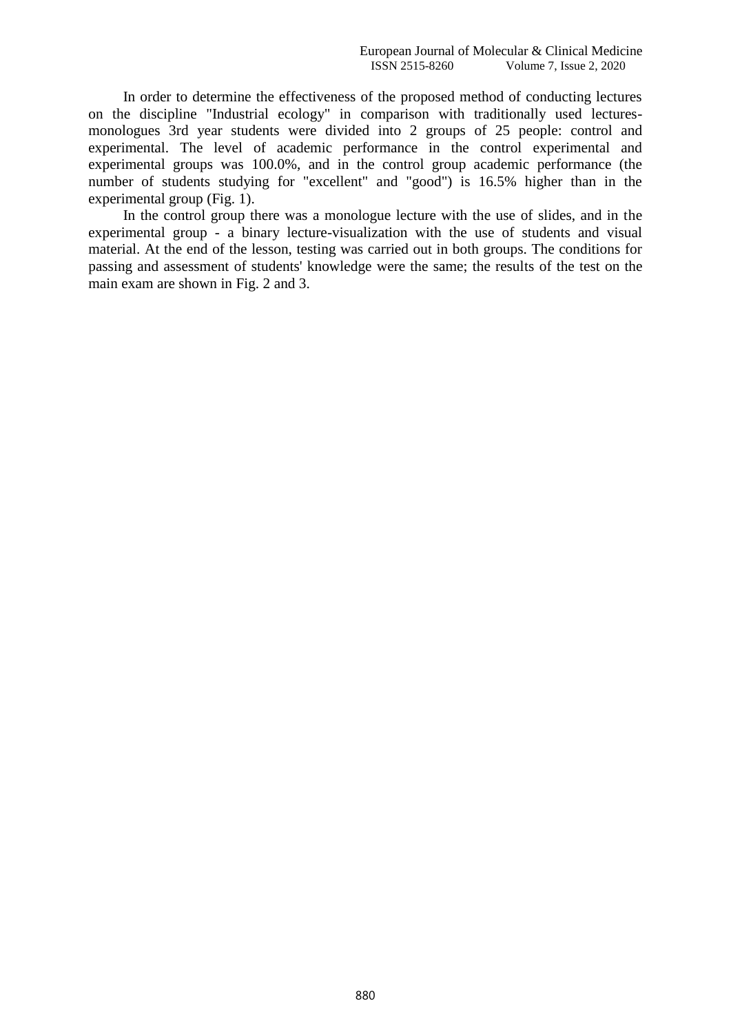In order to determine the effectiveness of the proposed method of conducting lectures on the discipline "Industrial ecology" in comparison with traditionally used lectures-monologues 3rd year students were divided into 2 groups of 25 people: control and experimental. The level of academic performance in the control experimental and experimental groups was 100.0%, and in the control group academic performance (the number of students studying for "excellent" and "good") is 16.5% higher than in the experimental group (Fig. 1).

In the control group there was a monologue lecture with the use of slides, and in the experimental group - a binary lecture-visualization with the use of students and visual material. At the end of the lesson, testing was carried out in both groups. The conditions for passing and assessment of students' knowledge were the same; the results of the test on the main exam are shown in Fig. 2 and 3.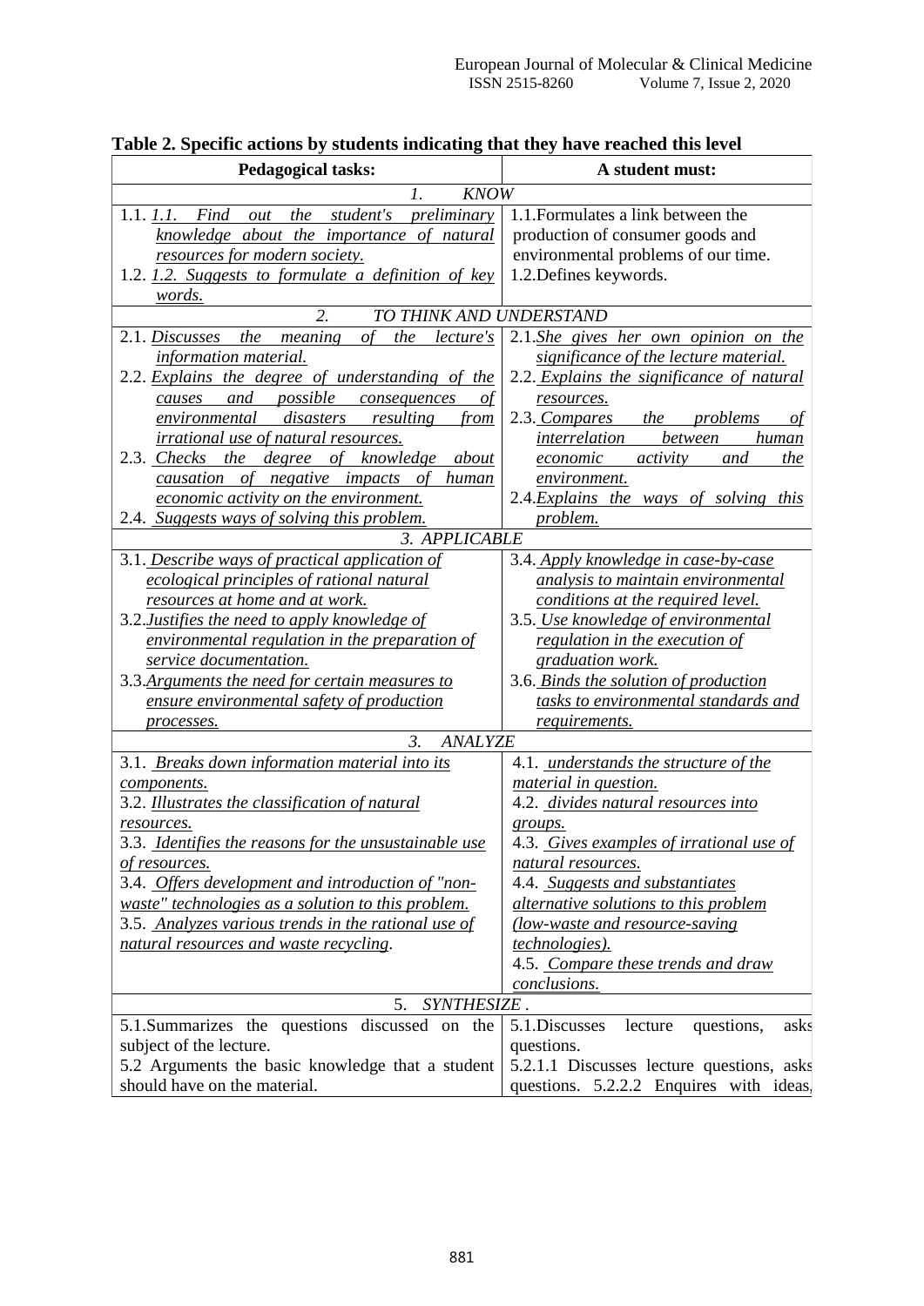**Table 2. Specific actions by students indicating that they have reached this level**

| Pedagogical tasks: | A student must: |
|---|---|
| *1. KNOW* | |
| 1.1. *1.1. Find out the student's preliminary knowledge about the importance of natural resources for modern society.*<br>1.2. *1.2. Suggests to formulate a definition of key words.* | 1.1.Formulates a link between the production of consumer goods and environmental problems of our time.<br>1.2.Defines keywords. |
| *2. TO THINK AND UNDERSTAND* | |
| 2.1. *Discusses the meaning of the lecture's information material.*<br>2.2. *Explains the degree of understanding of the causes and possible consequences of environmental disasters resulting from irrational use of natural resources.*<br>2.3. *Checks the degree of knowledge about causation of negative impacts of human economic activity on the environment.*<br>2.4. *Suggests ways of solving this problem.* | 2.1.*She gives her own opinion on the significance of the lecture material.*<br>2.2. *Explains the significance of natural resources.*<br>2.3. *Compares the problems of interrelation between human economic activity and the environment.*<br>2.4.*Explains the ways of solving this problem.* |
| *3. APPLICABLE* | |
| 3.1. *Describe ways of practical application of ecological principles of rational natural resources at home and at work.*<br>3.2.*Justifies the need to apply knowledge of environmental regulation in the preparation of service documentation.*<br>3.3.*Arguments the need for certain measures to ensure environmental safety of production processes.* | 3.4. *Apply knowledge in case-by-case analysis to maintain environmental conditions at the required level.*<br>3.5. *Use knowledge of environmental regulation in the execution of graduation work.*<br>3.6. *Binds the solution of production tasks to environmental standards and requirements.* |
| *3. ANALYZE* | |
| 3.1. *Breaks down information material into its components.*<br>3.2. *Illustrates the classification of natural resources.*<br>3.3. *Identifies the reasons for the unsustainable use of resources.*<br>3.4. *Offers development and introduction of "non-waste" technologies as a solution to this problem.*<br>3.5. *Analyzes various trends in the rational use of natural resources and waste recycling.* | 4.1. *understands the structure of the material in question.*<br>4.2. *divides natural resources into groups.*<br>4.3. *Gives examples of irrational use of natural resources.*<br>4.4. *Suggests and substantiates alternative solutions to this problem (low-waste and resource-saving technologies).*<br>4.5. *Compare these trends and draw conclusions.* |
| 5. *SYNTHESIZE* . | |
| 5.1.Summarizes the questions discussed on the subject of the lecture.<br>5.2 Arguments the basic knowledge that a student should have on the material. | 5.1.Discusses lecture questions, asks questions.<br>5.2.1.1 Discusses lecture questions, asks questions. 5.2.2.2 Enquires with ideas, |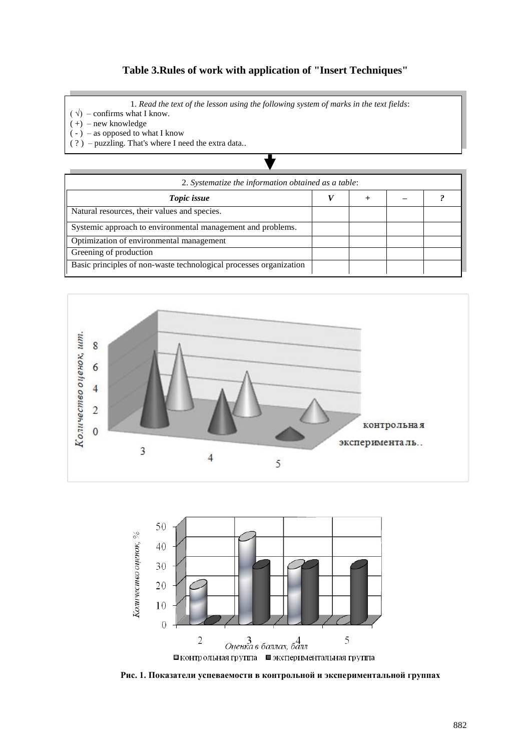**Table 3.Rules of work with application of "Insert Techniques"**

1. *Read the text of the lesson using the following system of marks in the text fields*:

( √) – confirms what I know.
( +) – new knowledge
( - ) – as opposed to what I know
( ? ) – puzzling. That's where I need the extra data..

2. *Systematize the information obtained as a table*:

| *Topic issue* | *V* | *+* | *–* | *?* |
|---|---|---|---|---|
| Natural resources, their values and species. | | | | |
| Systemic approach to environmental management and problems. | | | | |
| Optimization of environmental management | | | | |
| Greening of production | | | | |
| Basic principles of non-waste technological processes organization | | | | |

**Рис. 1. Показатели успеваемости в контрольной и экспериментальной группах**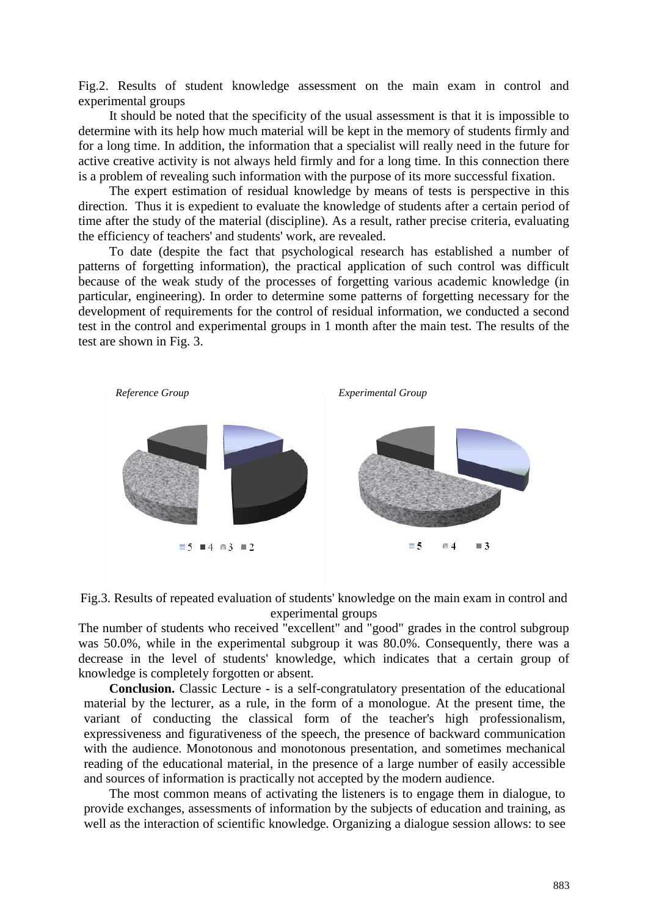Fig.2. Results of student knowledge assessment on the main exam in control and experimental groups

It should be noted that the specificity of the usual assessment is that it is impossible to determine with its help how much material will be kept in the memory of students firmly and for a long time. In addition, the information that a specialist will really need in the future for active creative activity is not always held firmly and for a long time. In this connection there is a problem of revealing such information with the purpose of its more successful fixation.

The expert estimation of residual knowledge by means of tests is perspective in this direction. Thus it is expedient to evaluate the knowledge of students after a certain period of time after the study of the material (discipline). As a result, rather precise criteria, evaluating the efficiency of teachers' and students' work, are revealed.

To date (despite the fact that psychological research has established a number of patterns of forgetting information), the practical application of such control was difficult because of the weak study of the processes of forgetting various academic knowledge (in particular, engineering). In order to determine some patterns of forgetting necessary for the development of requirements for the control of residual information, we conducted a second test in the control and experimental groups in 1 month after the main test. The results of the test are shown in Fig. 3.

*Reference Group* *Experimental Group*

5 4 3 2 5 4 3

Fig.3. Results of repeated evaluation of students' knowledge on the main exam in control and experimental groups

The number of students who received "excellent" and "good" grades in the control subgroup was 50.0%, while in the experimental subgroup it was 80.0%. Consequently, there was a decrease in the level of students' knowledge, which indicates that a certain group of knowledge is completely forgotten or absent.

**Conclusion.** Classic Lecture - is a self-congratulatory presentation of the educational material by the lecturer, as a rule, in the form of a monologue. At the present time, the variant of conducting the classical form of the teacher's high professionalism, expressiveness and figurativeness of the speech, the presence of backward communication with the audience. Monotonous and monotonous presentation, and sometimes mechanical reading of the educational material, in the presence of a large number of easily accessible and sources of information is practically not accepted by the modern audience.

The most common means of activating the listeners is to engage them in dialogue, to provide exchanges, assessments of information by the subjects of education and training, as well as the interaction of scientific knowledge. Organizing a dialogue session allows: to see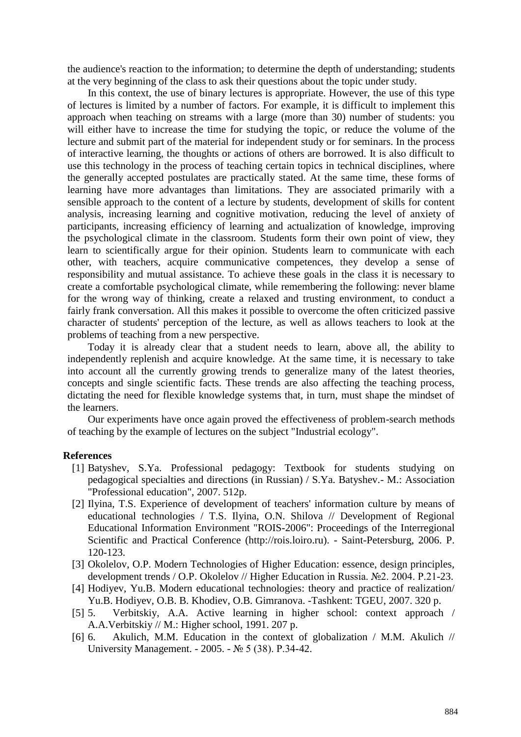the audience's reaction to the information; to determine the depth of understanding; students at the very beginning of the class to ask their questions about the topic under study.

In this context, the use of binary lectures is appropriate. However, the use of this type of lectures is limited by a number of factors. For example, it is difficult to implement this approach when teaching on streams with a large (more than 30) number of students: you will either have to increase the time for studying the topic, or reduce the volume of the lecture and submit part of the material for independent study or for seminars. In the process of interactive learning, the thoughts or actions of others are borrowed. It is also difficult to use this technology in the process of teaching certain topics in technical disciplines, where the generally accepted postulates are practically stated. At the same time, these forms of learning have more advantages than limitations. They are associated primarily with a sensible approach to the content of a lecture by students, development of skills for content analysis, increasing learning and cognitive motivation, reducing the level of anxiety of participants, increasing efficiency of learning and actualization of knowledge, improving the psychological climate in the classroom. Students form their own point of view, they learn to scientifically argue for their opinion. Students learn to communicate with each other, with teachers, acquire communicative competences, they develop a sense of responsibility and mutual assistance. To achieve these goals in the class it is necessary to create a comfortable psychological climate, while remembering the following: never blame for the wrong way of thinking, create a relaxed and trusting environment, to conduct a fairly frank conversation. All this makes it possible to overcome the often criticized passive character of students' perception of the lecture, as well as allows teachers to look at the problems of teaching from a new perspective.

Today it is already clear that a student needs to learn, above all, the ability to independently replenish and acquire knowledge. At the same time, it is necessary to take into account all the currently growing trends to generalize many of the latest theories, concepts and single scientific facts. These trends are also affecting the teaching process, dictating the need for flexible knowledge systems that, in turn, must shape the mindset of the learners.

Our experiments have once again proved the effectiveness of problem-search methods of teaching by the example of lectures on the subject "Industrial ecology".

## References

[1] Batyshev, S.Ya. Professional pedagogy: Textbook for students studying on pedagogical specialties and directions (in Russian) / S.Ya. Batyshev.- M.: Association "Professional education", 2007. 512p.

[2] Ilyina, T.S. Experience of development of teachers' information culture by means of educational technologies / T.S. Ilyina, O.N. Shilova // Development of Regional Educational Information Environment "ROIS-2006": Proceedings of the Interregional Scientific and Practical Conference (http://rois.loiro.ru). - Saint-Petersburg, 2006. P. 120-123.

[3] Okolelov, O.P. Modern Technologies of Higher Education: essence, design principles, development trends / O.P. Okolelov // Higher Education in Russia. №2. 2004. P.21-23.

[4] Hodiyev, Yu.B. Modern educational technologies: theory and practice of realization/ Yu.B. Hodiyev, O.B. B. Khodiev, O.B. Gimranova. -Tashkent: TGEU, 2007. 320 p.

[5] 5. Verbitskiy, A.A. Active learning in higher school: context approach / A.A.Verbitskiy // M.: Higher school, 1991. 207 p.

[6] 6. Akulich, M.M. Education in the context of globalization / M.M. Akulich // University Management. - 2005. - № 5 (38). P.34-42.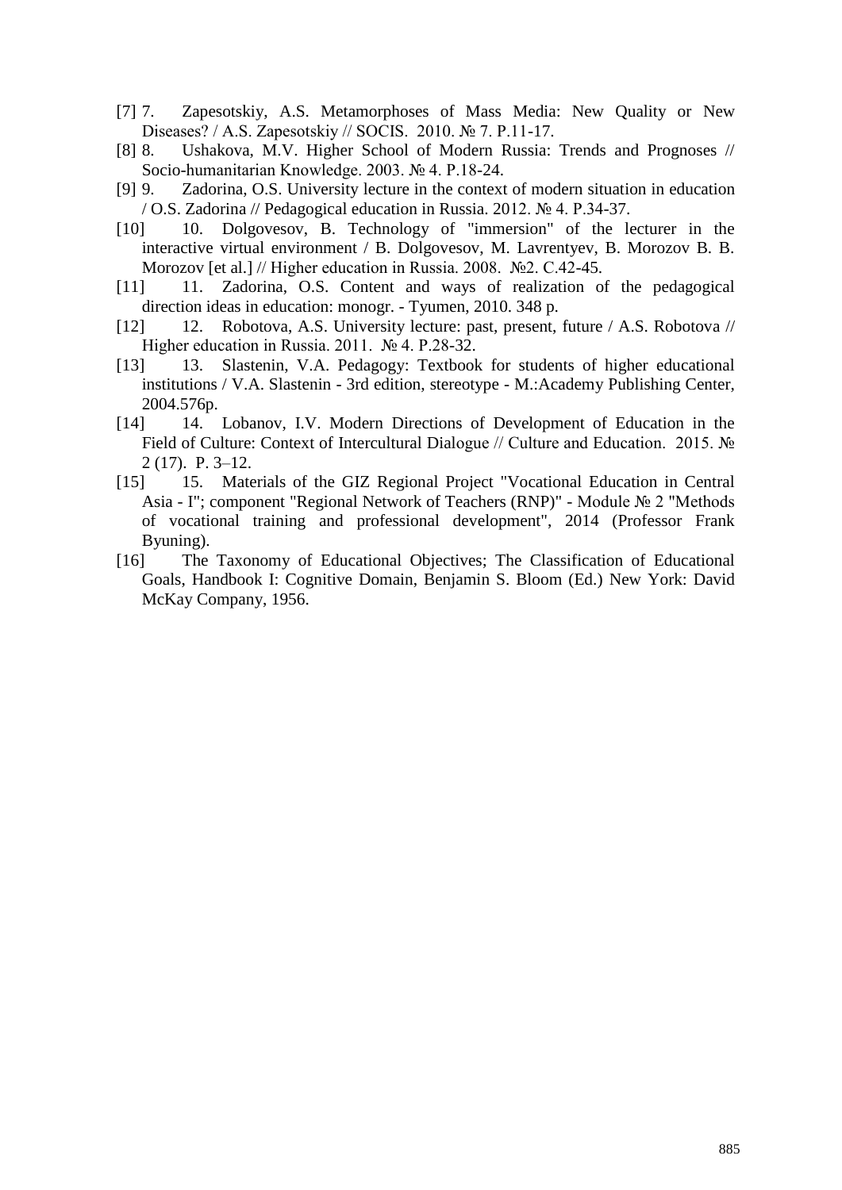[7] 7. Zapesotskiy, A.S. Metamorphoses of Mass Media: New Quality or New Diseases? / A.S. Zapesotskiy // SOCIS. 2010. № 7. P.11-17.

[8] 8. Ushakova, M.V. Higher School of Modern Russia: Trends and Prognoses // Socio-humanitarian Knowledge. 2003. № 4. P.18-24.

[9] 9. Zadorina, O.S. University lecture in the context of modern situation in education / O.S. Zadorina // Pedagogical education in Russia. 2012. № 4. P.34-37.

[10] 10. Dolgovesov, B. Technology of "immersion" of the lecturer in the interactive virtual environment / B. Dolgovesov, M. Lavrentyev, B. Morozov B. B. Morozov [et al.] // Higher education in Russia. 2008. №2. C.42-45.

[11] 11. Zadorina, O.S. Content and ways of realization of the pedagogical direction ideas in education: monogr. - Tyumen, 2010. 348 p.

[12] 12. Robotova, A.S. University lecture: past, present, future / A.S. Robotova // Higher education in Russia. 2011. № 4. P.28-32.

[13] 13. Slastenin, V.A. Pedagogy: Textbook for students of higher educational institutions / V.A. Slastenin - 3rd edition, stereotype - M.:Academy Publishing Center, 2004.576p.

[14] 14. Lobanov, I.V. Modern Directions of Development of Education in the Field of Culture: Context of Intercultural Dialogue // Culture and Education. 2015. № 2 (17). P. 3–12.

[15] 15. Materials of the GIZ Regional Project "Vocational Education in Central Asia - I"; component "Regional Network of Teachers (RNP)" - Module № 2 "Methods of vocational training and professional development", 2014 (Professor Frank Byuning).

[16] The Taxonomy of Educational Objectives; The Classification of Educational Goals, Handbook I: Cognitive Domain, Benjamin S. Bloom (Ed.) New York: David McKay Company, 1956.